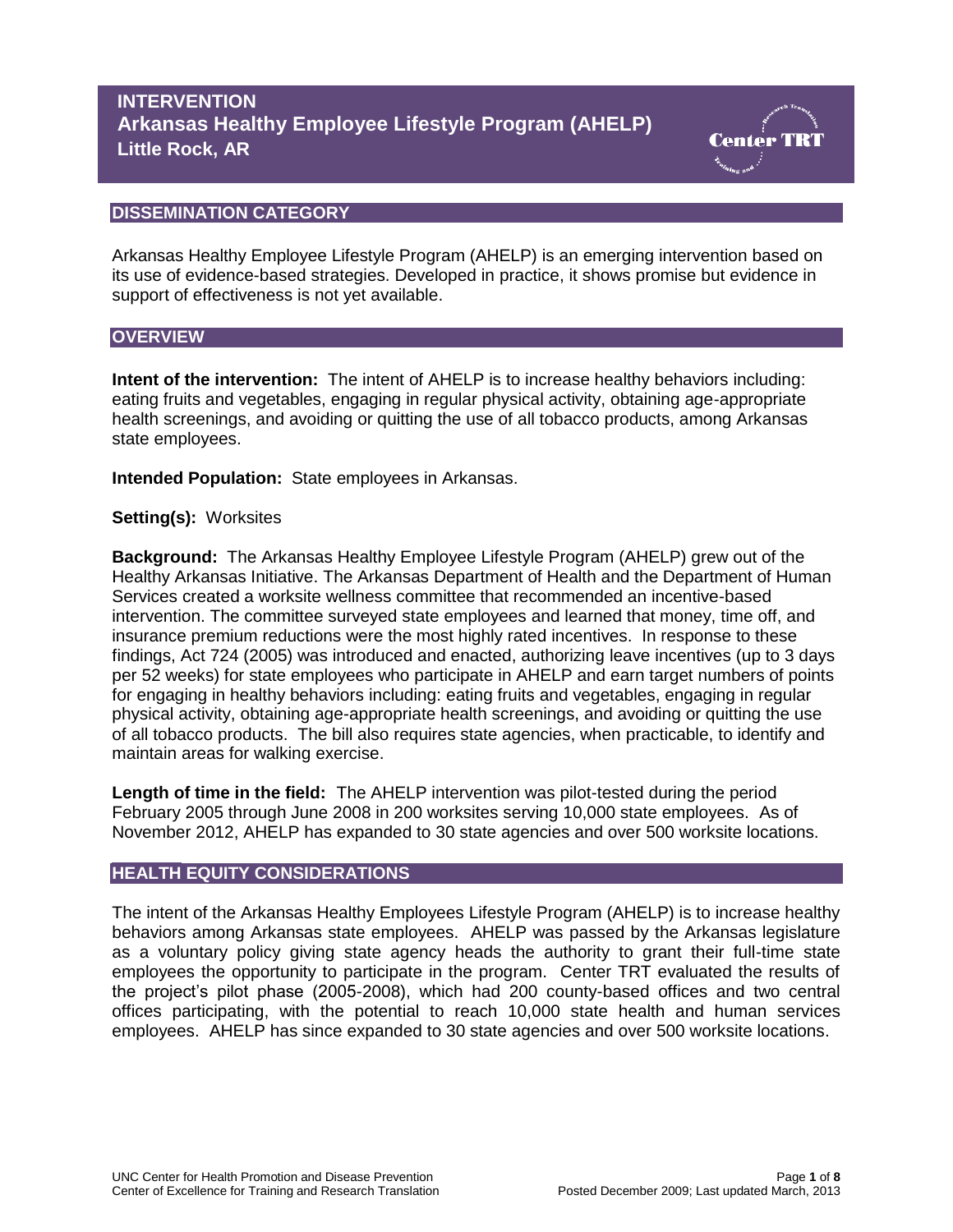# INTERVENTION
# Arkansas Healthy Employee Lifestyle Program (AHELP)
## Little Rock, AR

## DISSEMINATION CATEGORY

Arkansas Healthy Employee Lifestyle Program (AHELP) is an emerging intervention based on its use of evidence-based strategies. Developed in practice, it shows promise but evidence in support of effectiveness is not yet available.

## OVERVIEW

**Intent of the intervention:** The intent of AHELP is to increase healthy behaviors including: eating fruits and vegetables, engaging in regular physical activity, obtaining age-appropriate health screenings, and avoiding or quitting the use of all tobacco products, among Arkansas state employees.

**Intended Population:** State employees in Arkansas.

**Setting(s):** Worksites

**Background:** The Arkansas Healthy Employee Lifestyle Program (AHELP) grew out of the Healthy Arkansas Initiative. The Arkansas Department of Health and the Department of Human Services created a worksite wellness committee that recommended an incentive-based intervention. The committee surveyed state employees and learned that money, time off, and insurance premium reductions were the most highly rated incentives. In response to these findings, Act 724 (2005) was introduced and enacted, authorizing leave incentives (up to 3 days per 52 weeks) for state employees who participate in AHELP and earn target numbers of points for engaging in healthy behaviors including: eating fruits and vegetables, engaging in regular physical activity, obtaining age-appropriate health screenings, and avoiding or quitting the use of all tobacco products. The bill also requires state agencies, when practicable, to identify and maintain areas for walking exercise.

**Length of time in the field:** The AHELP intervention was pilot-tested during the period February 2005 through June 2008 in 200 worksites serving 10,000 state employees. As of November 2012, AHELP has expanded to 30 state agencies and over 500 worksite locations.

## HEALTH EQUITY CONSIDERATIONS

The intent of the Arkansas Healthy Employees Lifestyle Program (AHELP) is to increase healthy behaviors among Arkansas state employees. AHELP was passed by the Arkansas legislature as a voluntary policy giving state agency heads the authority to grant their full-time state employees the opportunity to participate in the program. Center TRT evaluated the results of the project's pilot phase (2005-2008), which had 200 county-based offices and two central offices participating, with the potential to reach 10,000 state health and human services employees. AHELP has since expanded to 30 state agencies and over 500 worksite locations.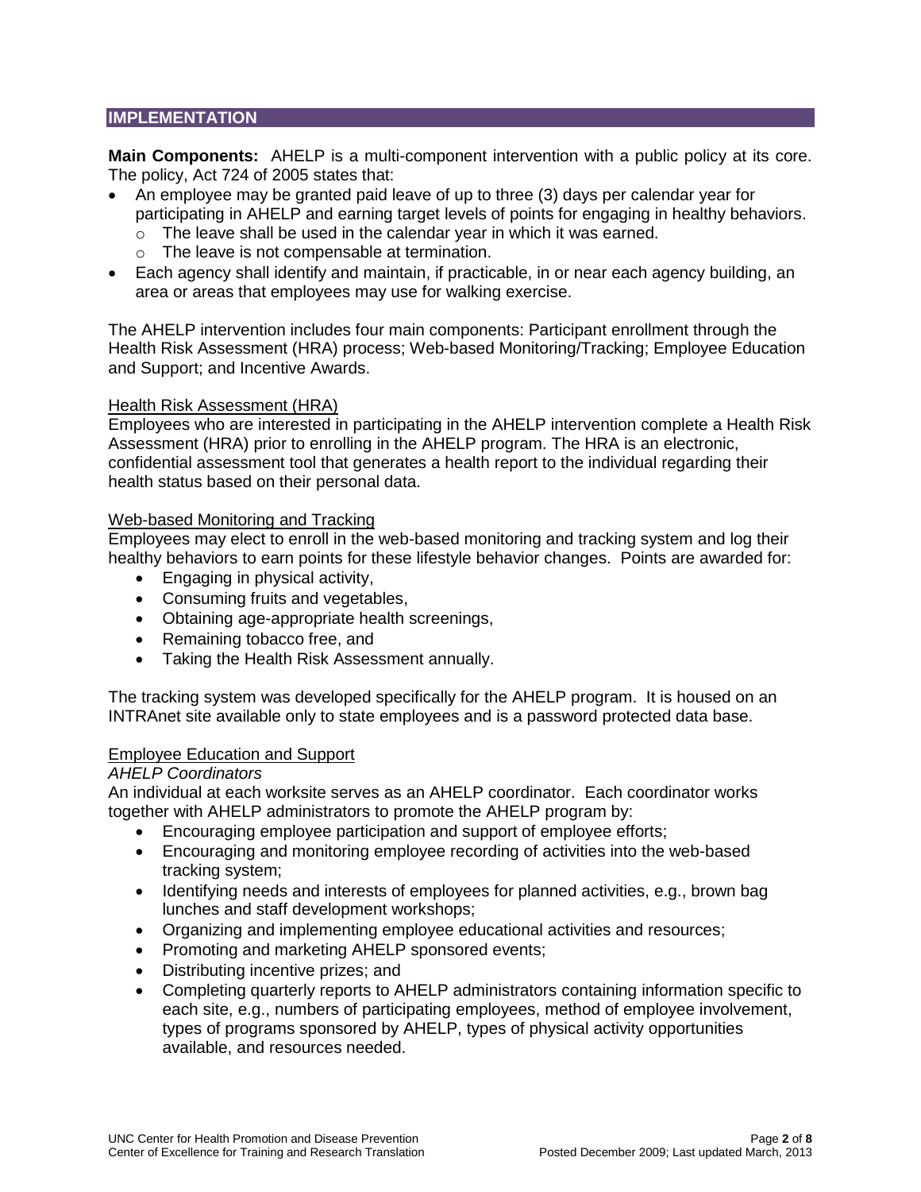## IMPLEMENTATION

**Main Components:** AHELP is a multi-component intervention with a public policy at its core. The policy, Act 724 of 2005 states that:

- An employee may be granted paid leave of up to three (3) days per calendar year for participating in AHELP and earning target levels of points for engaging in healthy behaviors.
  - The leave shall be used in the calendar year in which it was earned.
  - The leave is not compensable at termination.
- Each agency shall identify and maintain, if practicable, in or near each agency building, an area or areas that employees may use for walking exercise.

The AHELP intervention includes four main components: Participant enrollment through the Health Risk Assessment (HRA) process; Web-based Monitoring/Tracking; Employee Education and Support; and Incentive Awards.

### Health Risk Assessment (HRA)

Employees who are interested in participating in the AHELP intervention complete a Health Risk Assessment (HRA) prior to enrolling in the AHELP program. The HRA is an electronic, confidential assessment tool that generates a health report to the individual regarding their health status based on their personal data.

### Web-based Monitoring and Tracking

Employees may elect to enroll in the web-based monitoring and tracking system and log their healthy behaviors to earn points for these lifestyle behavior changes. Points are awarded for:

- Engaging in physical activity,
- Consuming fruits and vegetables,
- Obtaining age-appropriate health screenings,
- Remaining tobacco free, and
- Taking the Health Risk Assessment annually.

The tracking system was developed specifically for the AHELP program. It is housed on an INTRAnet site available only to state employees and is a password protected data base.

### Employee Education and Support

*AHELP Coordinators*

An individual at each worksite serves as an AHELP coordinator. Each coordinator works together with AHELP administrators to promote the AHELP program by:

- Encouraging employee participation and support of employee efforts;
- Encouraging and monitoring employee recording of activities into the web-based tracking system;
- Identifying needs and interests of employees for planned activities, e.g., brown bag lunches and staff development workshops;
- Organizing and implementing employee educational activities and resources;
- Promoting and marketing AHELP sponsored events;
- Distributing incentive prizes; and
- Completing quarterly reports to AHELP administrators containing information specific to each site, e.g., numbers of participating employees, method of employee involvement, types of programs sponsored by AHELP, types of physical activity opportunities available, and resources needed.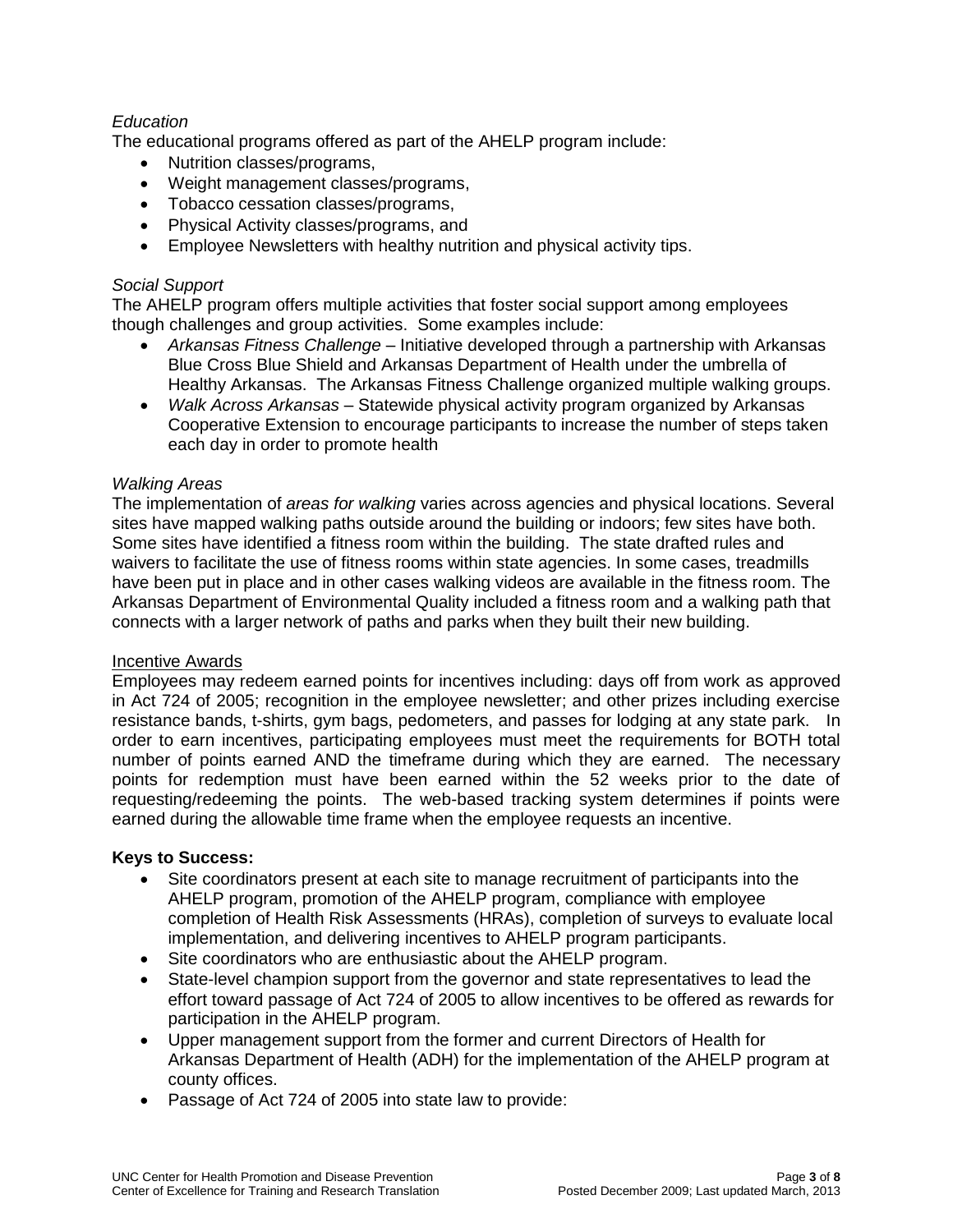*Education*

The educational programs offered as part of the AHELP program include:

- Nutrition classes/programs,
- Weight management classes/programs,
- Tobacco cessation classes/programs,
- Physical Activity classes/programs, and
- Employee Newsletters with healthy nutrition and physical activity tips.

*Social Support*

The AHELP program offers multiple activities that foster social support among employees though challenges and group activities. Some examples include:

- *Arkansas Fitness Challenge* – Initiative developed through a partnership with Arkansas Blue Cross Blue Shield and Arkansas Department of Health under the umbrella of Healthy Arkansas. The Arkansas Fitness Challenge organized multiple walking groups.
- *Walk Across Arkansas* – Statewide physical activity program organized by Arkansas Cooperative Extension to encourage participants to increase the number of steps taken each day in order to promote health

*Walking Areas*

The implementation of *areas for walking* varies across agencies and physical locations. Several sites have mapped walking paths outside around the building or indoors; few sites have both. Some sites have identified a fitness room within the building. The state drafted rules and waivers to facilitate the use of fitness rooms within state agencies. In some cases, treadmills have been put in place and in other cases walking videos are available in the fitness room. The Arkansas Department of Environmental Quality included a fitness room and a walking path that connects with a larger network of paths and parks when they built their new building.

<u>Incentive Awards</u>

Employees may redeem earned points for incentives including: days off from work as approved in Act 724 of 2005; recognition in the employee newsletter; and other prizes including exercise resistance bands, t-shirts, gym bags, pedometers, and passes for lodging at any state park. In order to earn incentives, participating employees must meet the requirements for BOTH total number of points earned AND the timeframe during which they are earned. The necessary points for redemption must have been earned within the 52 weeks prior to the date of requesting/redeeming the points. The web-based tracking system determines if points were earned during the allowable time frame when the employee requests an incentive.

**Keys to Success:**

- Site coordinators present at each site to manage recruitment of participants into the AHELP program, promotion of the AHELP program, compliance with employee completion of Health Risk Assessments (HRAs), completion of surveys to evaluate local implementation, and delivering incentives to AHELP program participants.
- Site coordinators who are enthusiastic about the AHELP program.
- State-level champion support from the governor and state representatives to lead the effort toward passage of Act 724 of 2005 to allow incentives to be offered as rewards for participation in the AHELP program.
- Upper management support from the former and current Directors of Health for Arkansas Department of Health (ADH) for the implementation of the AHELP program at county offices.
- Passage of Act 724 of 2005 into state law to provide: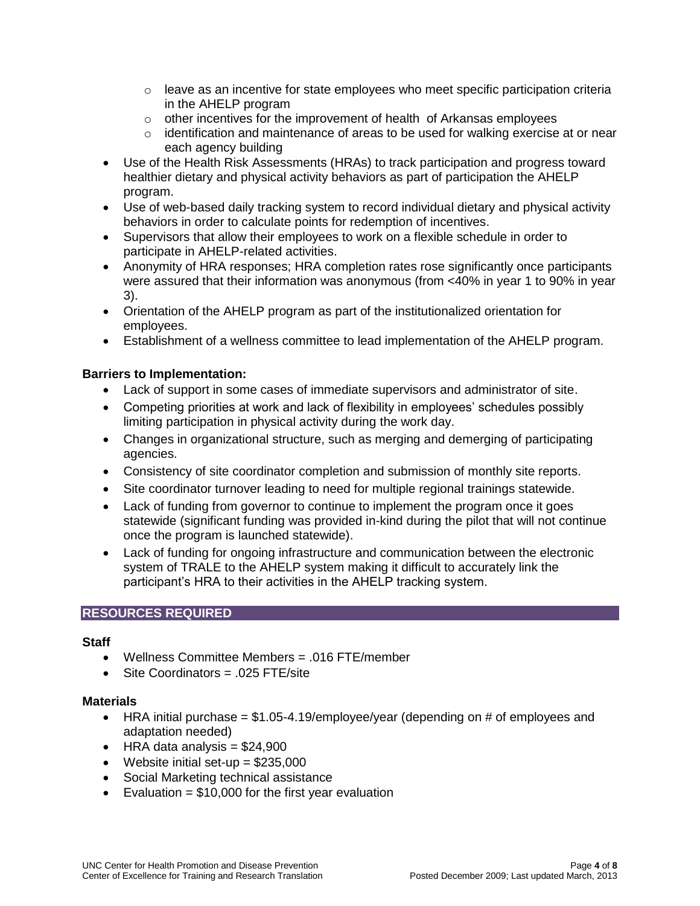- leave as an incentive for state employees who meet specific participation criteria in the AHELP program
    - other incentives for the improvement of health of Arkansas employees
    - identification and maintenance of areas to be used for walking exercise at or near each agency building
- Use of the Health Risk Assessments (HRAs) to track participation and progress toward healthier dietary and physical activity behaviors as part of participation the AHELP program.
- Use of web-based daily tracking system to record individual dietary and physical activity behaviors in order to calculate points for redemption of incentives.
- Supervisors that allow their employees to work on a flexible schedule in order to participate in AHELP-related activities.
- Anonymity of HRA responses; HRA completion rates rose significantly once participants were assured that their information was anonymous (from <40% in year 1 to 90% in year 3).
- Orientation of the AHELP program as part of the institutionalized orientation for employees.
- Establishment of a wellness committee to lead implementation of the AHELP program.

### Barriers to Implementation:

- Lack of support in some cases of immediate supervisors and administrator of site.
- Competing priorities at work and lack of flexibility in employees' schedules possibly limiting participation in physical activity during the work day.
- Changes in organizational structure, such as merging and demerging of participating agencies.
- Consistency of site coordinator completion and submission of monthly site reports.
- Site coordinator turnover leading to need for multiple regional trainings statewide.
- Lack of funding from governor to continue to implement the program once it goes statewide (significant funding was provided in-kind during the pilot that will not continue once the program is launched statewide).
- Lack of funding for ongoing infrastructure and communication between the electronic system of TRALE to the AHELP system making it difficult to accurately link the participant's HRA to their activities in the AHELP tracking system.

## RESOURCES REQUIRED

### Staff

- Wellness Committee Members = .016 FTE/member
- Site Coordinators = .025 FTE/site

### Materials

- HRA initial purchase = $1.05-4.19/employee/year (depending on # of employees and adaptation needed)
- HRA data analysis = $24,900
- Website initial set-up = $235,000
- Social Marketing technical assistance
- Evaluation = $10,000 for the first year evaluation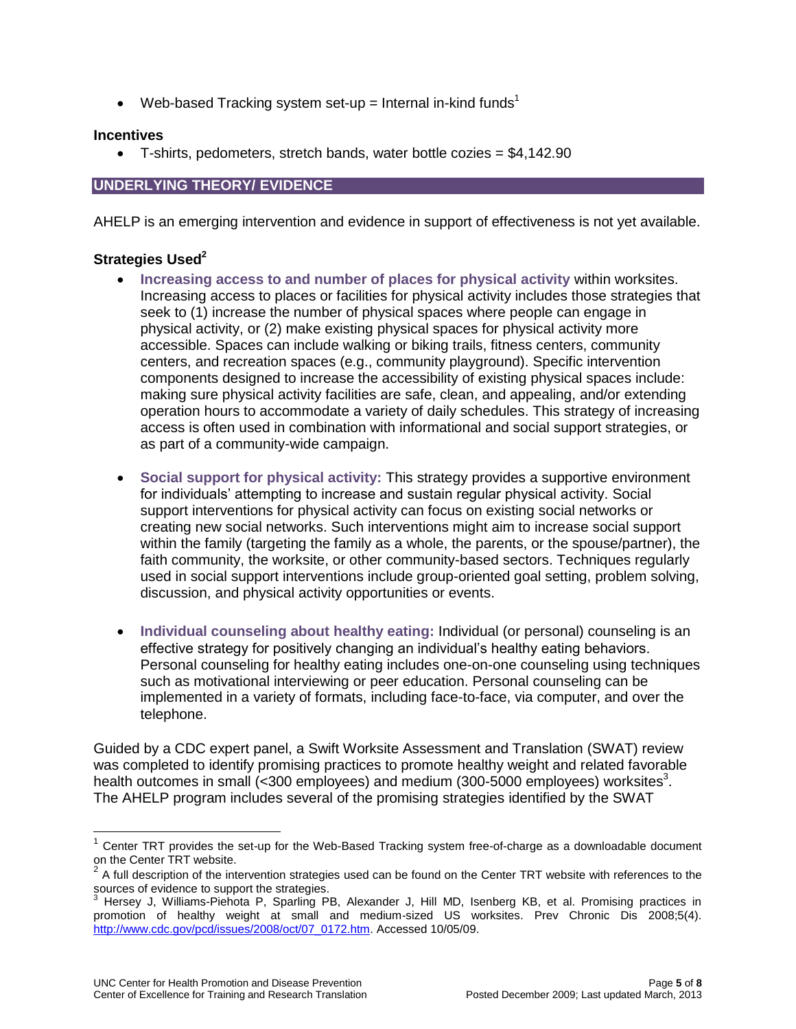- Web-based Tracking system set-up = Internal in-kind funds[1]

### Incentives

- T-shirts, pedometers, stretch bands, water bottle cozies = $4,142.90

## UNDERLYING THEORY/ EVIDENCE

AHELP is an emerging intervention and evidence in support of effectiveness is not yet available.

### Strategies Used[2]

- **Increasing access to and number of places for physical activity** within worksites. Increasing access to places or facilities for physical activity includes those strategies that seek to (1) increase the number of physical spaces where people can engage in physical activity, or (2) make existing physical spaces for physical activity more accessible. Spaces can include walking or biking trails, fitness centers, community centers, and recreation spaces (e.g., community playground). Specific intervention components designed to increase the accessibility of existing physical spaces include: making sure physical activity facilities are safe, clean, and appealing, and/or extending operation hours to accommodate a variety of daily schedules. This strategy of increasing access is often used in combination with informational and social support strategies, or as part of a community-wide campaign.

- **Social support for physical activity:** This strategy provides a supportive environment for individuals' attempting to increase and sustain regular physical activity. Social support interventions for physical activity can focus on existing social networks or creating new social networks. Such interventions might aim to increase social support within the family (targeting the family as a whole, the parents, or the spouse/partner), the faith community, the worksite, or other community-based sectors. Techniques regularly used in social support interventions include group-oriented goal setting, problem solving, discussion, and physical activity opportunities or events.

- **Individual counseling about healthy eating:** Individual (or personal) counseling is an effective strategy for positively changing an individual's healthy eating behaviors. Personal counseling for healthy eating includes one-on-one counseling using techniques such as motivational interviewing or peer education. Personal counseling can be implemented in a variety of formats, including face-to-face, via computer, and over the telephone.

Guided by a CDC expert panel, a Swift Worksite Assessment and Translation (SWAT) review was completed to identify promising practices to promote healthy weight and related favorable health outcomes in small (<300 employees) and medium (300-5000 employees) worksites[3]. The AHELP program includes several of the promising strategies identified by the SWAT

---

[1] Center TRT provides the set-up for the Web-Based Tracking system free-of-charge as a downloadable document on the Center TRT website.

[2] A full description of the intervention strategies used can be found on the Center TRT website with references to the sources of evidence to support the strategies.

[3] Hersey J, Williams-Piehota P, Sparling PB, Alexander J, Hill MD, Isenberg KB, et al. Promising practices in promotion of healthy weight at small and medium-sized US worksites. Prev Chronic Dis 2008;5(4). http://www.cdc.gov/pcd/issues/2008/oct/07_0172.htm. Accessed 10/05/09.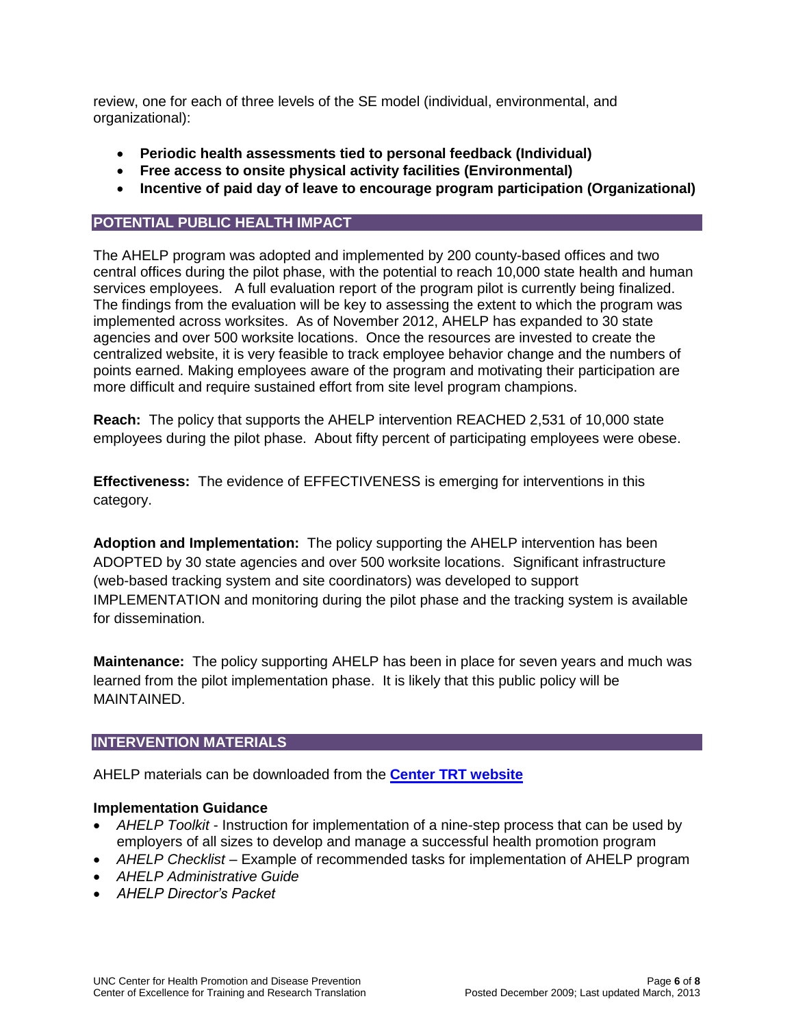review, one for each of three levels of the SE model (individual, environmental, and organizational):

- **Periodic health assessments tied to personal feedback (Individual)**
- **Free access to onsite physical activity facilities (Environmental)**
- **Incentive of paid day of leave to encourage program participation (Organizational)**

## POTENTIAL PUBLIC HEALTH IMPACT

The AHELP program was adopted and implemented by 200 county-based offices and two central offices during the pilot phase, with the potential to reach 10,000 state health and human services employees. A full evaluation report of the program pilot is currently being finalized. The findings from the evaluation will be key to assessing the extent to which the program was implemented across worksites. As of November 2012, AHELP has expanded to 30 state agencies and over 500 worksite locations. Once the resources are invested to create the centralized website, it is very feasible to track employee behavior change and the numbers of points earned. Making employees aware of the program and motivating their participation are more difficult and require sustained effort from site level program champions.

**Reach:** The policy that supports the AHELP intervention REACHED 2,531 of 10,000 state employees during the pilot phase. About fifty percent of participating employees were obese.

**Effectiveness:** The evidence of EFFECTIVENESS is emerging for interventions in this category.

**Adoption and Implementation:** The policy supporting the AHELP intervention has been ADOPTED by 30 state agencies and over 500 worksite locations. Significant infrastructure (web-based tracking system and site coordinators) was developed to support IMPLEMENTATION and monitoring during the pilot phase and the tracking system is available for dissemination.

**Maintenance:** The policy supporting AHELP has been in place for seven years and much was learned from the pilot implementation phase. It is likely that this public policy will be MAINTAINED.

## INTERVENTION MATERIALS

AHELP materials can be downloaded from the **Center TRT website**

### Implementation Guidance

- *AHELP Toolkit* - Instruction for implementation of a nine-step process that can be used by employers of all sizes to develop and manage a successful health promotion program
- *AHELP Checklist* – Example of recommended tasks for implementation of AHELP program
- *AHELP Administrative Guide*
- *AHELP Director's Packet*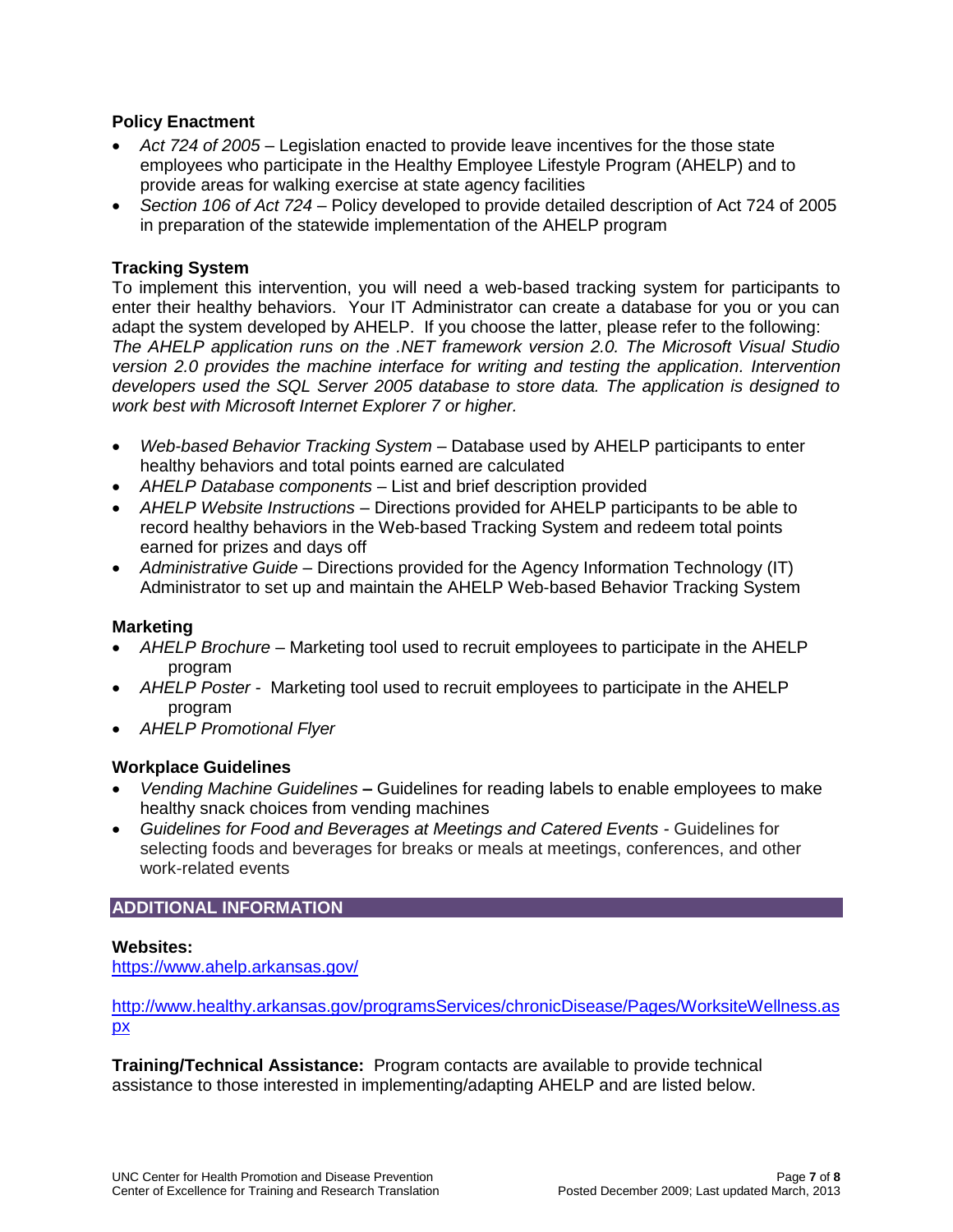### Policy Enactment

- *Act 724 of 2005* – Legislation enacted to provide leave incentives for the those state employees who participate in the Healthy Employee Lifestyle Program (AHELP) and to provide areas for walking exercise at state agency facilities
- *Section 106 of Act 724* – Policy developed to provide detailed description of Act 724 of 2005 in preparation of the statewide implementation of the AHELP program

### Tracking System

To implement this intervention, you will need a web-based tracking system for participants to enter their healthy behaviors. Your IT Administrator can create a database for you or you can adapt the system developed by AHELP. If you choose the latter, please refer to the following: *The AHELP application runs on the .NET framework version 2.0. The Microsoft Visual Studio version 2.0 provides the machine interface for writing and testing the application. Intervention developers used the SQL Server 2005 database to store data. The application is designed to work best with Microsoft Internet Explorer 7 or higher.*

- *Web-based Behavior Tracking System* – Database used by AHELP participants to enter healthy behaviors and total points earned are calculated
- *AHELP Database components* – List and brief description provided
- *AHELP Website Instructions* – Directions provided for AHELP participants to be able to record healthy behaviors in the Web-based Tracking System and redeem total points earned for prizes and days off
- *Administrative Guide* – Directions provided for the Agency Information Technology (IT) Administrator to set up and maintain the AHELP Web-based Behavior Tracking System

### Marketing

- *AHELP Brochure* – Marketing tool used to recruit employees to participate in the AHELP program
- *AHELP Poster* - Marketing tool used to recruit employees to participate in the AHELP program
- *AHELP Promotional Flyer*

### Workplace Guidelines

- *Vending Machine Guidelines* **–** Guidelines for reading labels to enable employees to make healthy snack choices from vending machines
- *Guidelines for Food and Beverages at Meetings and Catered Events* - Guidelines for selecting foods and beverages for breaks or meals at meetings, conferences, and other work-related events

## ADDITIONAL INFORMATION

**Websites:**

https://www.ahelp.arkansas.gov/

http://www.healthy.arkansas.gov/programsServices/chronicDisease/Pages/WorksiteWellness.aspx

**Training/Technical Assistance:** Program contacts are available to provide technical assistance to those interested in implementing/adapting AHELP and are listed below.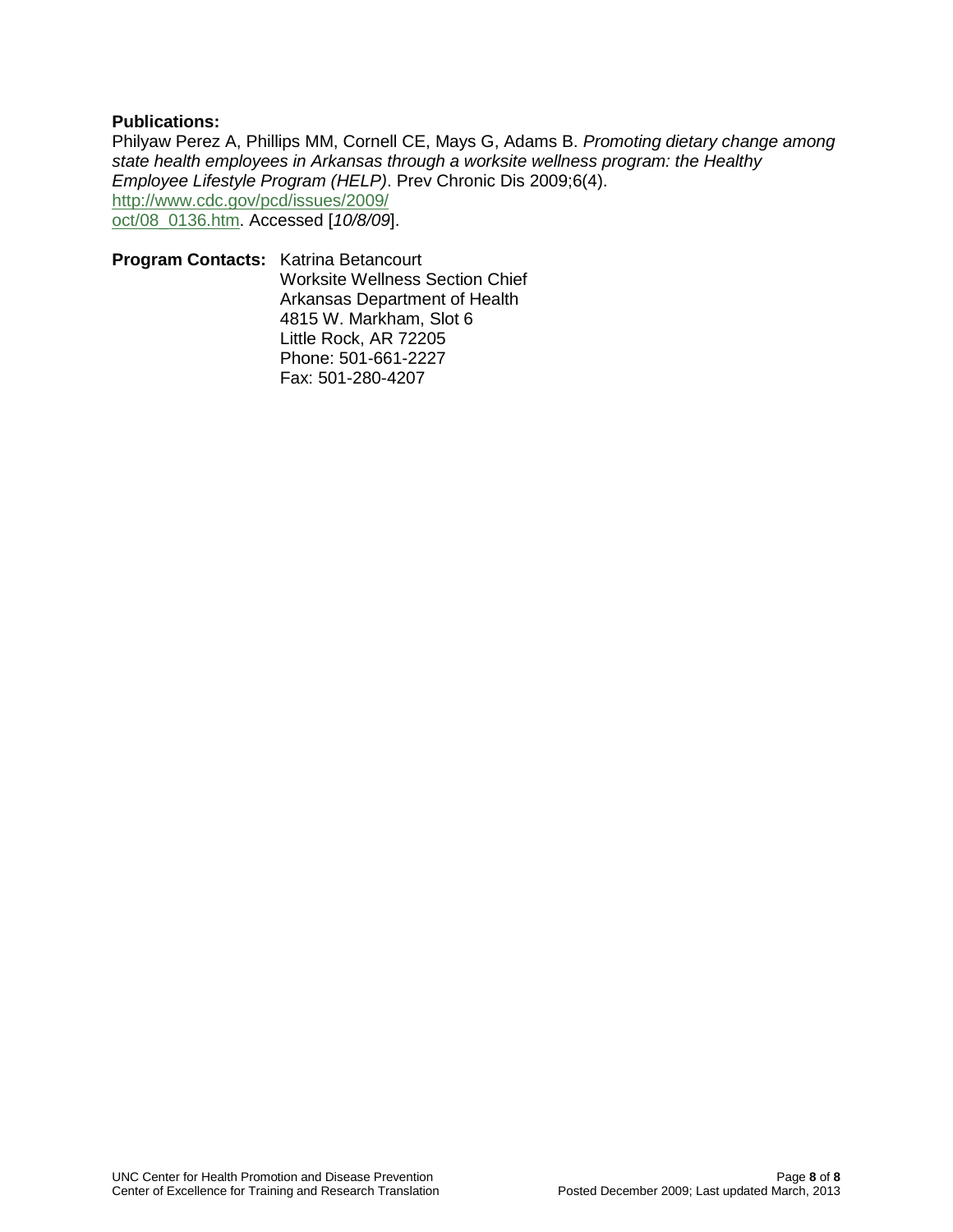**Publications:**

Philyaw Perez A, Phillips MM, Cornell CE, Mays G, Adams B. *Promoting dietary change among state health employees in Arkansas through a worksite wellness program: the Healthy Employee Lifestyle Program (HELP)*. Prev Chronic Dis 2009;6(4). [http://www.cdc.gov/pcd/issues/2009/oct/08_0136.htm](http://www.cdc.gov/pcd/issues/2009/oct/08_0136.htm). Accessed [*10/8/09*].

**Program Contacts:** Katrina Betancourt
Worksite Wellness Section Chief
Arkansas Department of Health
4815 W. Markham, Slot 6
Little Rock, AR 72205
Phone: 501-661-2227
Fax: 501-280-4207